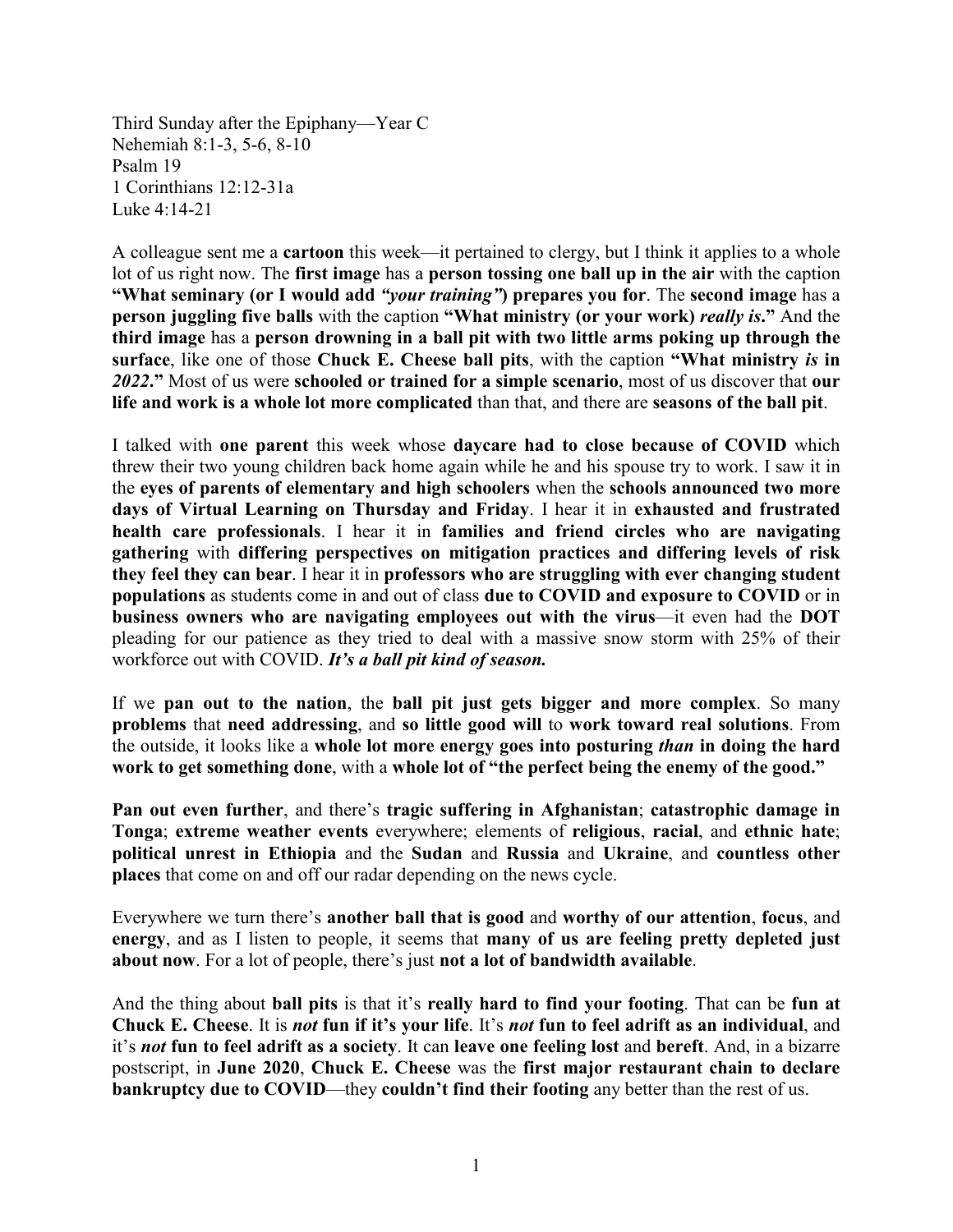Third Sunday after the Epiphany—Year C
Nehemiah 8:1-3, 5-6, 8-10
Psalm 19
1 Corinthians 12:12-31a
Luke 4:14-21

A colleague sent me a **cartoon** this week—it pertained to clergy, but I think it applies to a whole lot of us right now. The **first image** has a **person tossing one ball up in the air** with the caption **"What seminary (or I would add *"your training"*) prepares you for**. The **second image** has a **person juggling five balls** with the caption **"What ministry (or your work) *really is*."** And the **third image** has a **person drowning in a ball pit with two little arms poking up through the surface**, like one of those **Chuck E. Cheese ball pits**, with the caption **"What ministry *is* in *2022*."** Most of us were **schooled or trained for a simple scenario**, most of us discover that **our life and work is a whole lot more complicated** than that, and there are **seasons of the ball pit**.

I talked with **one parent** this week whose **daycare had to close because of COVID** which threw their two young children back home again while he and his spouse try to work. I saw it in the **eyes of parents of elementary and high schoolers** when the **schools announced two more days of Virtual Learning on Thursday and Friday**. I hear it in **exhausted and frustrated health care professionals**. I hear it in **families and friend circles who are navigating gathering** with **differing perspectives on mitigation practices and differing levels of risk they feel they can bear**. I hear it in **professors who are struggling with ever changing student populations** as students come in and out of class **due to COVID and exposure to COVID** or in **business owners who are navigating employees out with the virus**—it even had the **DOT** pleading for our patience as they tried to deal with a massive snow storm with 25% of their workforce out with COVID. ***It's a ball pit kind of season.***

If we **pan out to the nation**, the **ball pit just gets bigger and more complex**. So many **problems** that **need addressing**, and **so little good will** to **work toward real solutions**. From the outside, it looks like a **whole lot more energy goes into posturing *than* in doing the hard work to get something done**, with a **whole lot of "the perfect being the enemy of the good."**

**Pan out even further**, and there's **tragic suffering in Afghanistan**; **catastrophic damage in Tonga**; **extreme weather events** everywhere; elements of **religious**, **racial**, and **ethnic hate**; **political unrest in Ethiopia** and the **Sudan** and **Russia** and **Ukraine**, and **countless other places** that come on and off our radar depending on the news cycle.

Everywhere we turn there's **another ball that is good** and **worthy of our attention**, **focus**, and **energy**, and as I listen to people, it seems that **many of us are feeling pretty depleted just about now**. For a lot of people, there's just **not a lot of bandwidth available**.

And the thing about **ball pits** is that it's **really hard to find your footing**. That can be **fun at Chuck E. Cheese**. It is ***not*** **fun if it's your life**. It's ***not*** **fun to feel adrift as an individual**, and it's ***not*** **fun to feel adrift as a society**. It can **leave one feeling lost** and **bereft**. And, in a bizarre postscript, in **June 2020**, **Chuck E. Cheese** was the **first major restaurant chain to declare bankruptcy due to COVID**—they **couldn't find their footing** any better than the rest of us.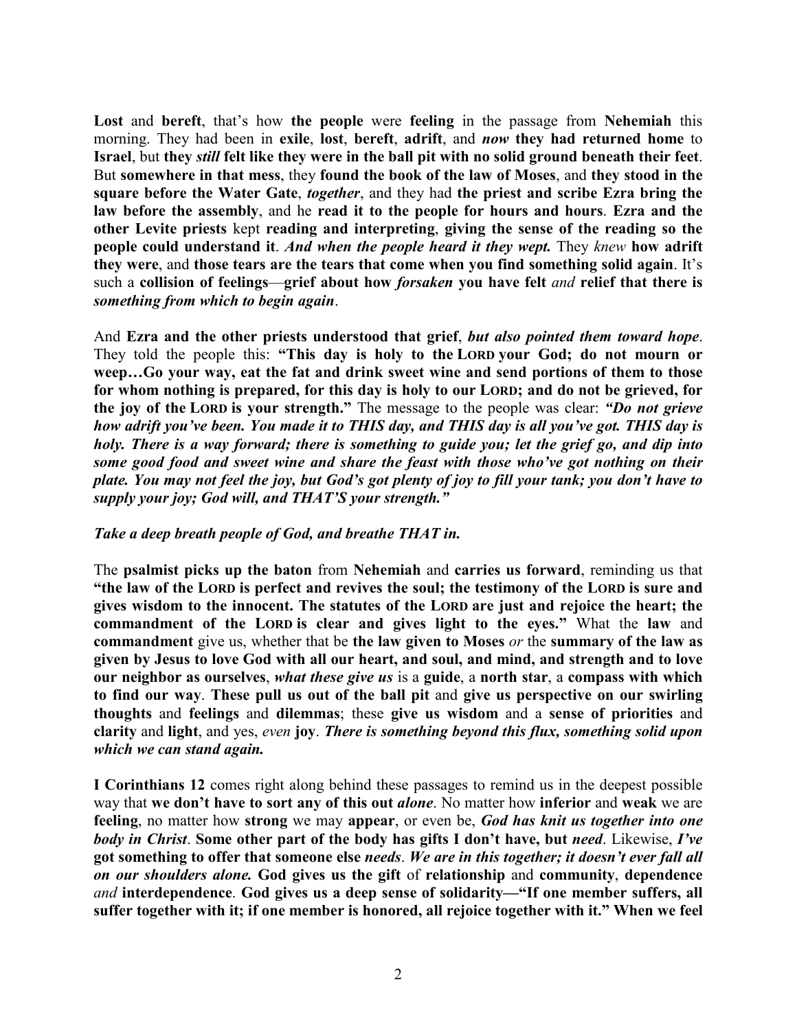**Lost** and **bereft**, that's how **the people** were **feeling** in the passage from **Nehemiah** this morning. They had been in **exile**, **lost**, **bereft**, **adrift**, and ***now* they had returned home** to **Israel**, but **they *still* felt like they were in the ball pit with no solid ground beneath their feet**. But **somewhere in that mess**, they **found the book of the law of Moses**, and **they stood in the square before the Water Gate**, ***together***, and they had **the priest and scribe Ezra bring the law before the assembly**, and he **read it to the people for hours and hours**. **Ezra and the other Levite priests** kept **reading and interpreting**, **giving the sense of the reading so the people could understand it**. ***And when the people heard it they wept.*** They *knew* **how adrift they were**, and **those tears are the tears that come when you find something solid again**. It's such a **collision of feelings**—**grief about how *forsaken* you have felt** *and* **relief that there is *something from which to begin again***.

And **Ezra and the other priests understood that grief**, ***but also pointed them toward hope***. They told the people this: **"This day is holy to the LORD your God; do not mourn or weep…Go your way, eat the fat and drink sweet wine and send portions of them to those for whom nothing is prepared, for this day is holy to our LORD; and do not be grieved, for the joy of the LORD is your strength."** The message to the people was clear: ***"Do not grieve how adrift you've been. You made it to THIS day, and THIS day is all you've got. THIS day is holy. There is a way forward; there is something to guide you; let the grief go, and dip into some good food and sweet wine and share the feast with those who've got nothing on their plate. You may not feel the joy, but God's got plenty of joy to fill your tank; you don't have to supply your joy; God will, and THAT'S your strength."***

***Take a deep breath people of God, and breathe THAT in.***

The **psalmist picks up the baton** from **Nehemiah** and **carries us forward**, reminding us that **"the law of the LORD is perfect and revives the soul; the testimony of the LORD is sure and gives wisdom to the innocent. The statutes of the LORD are just and rejoice the heart; the commandment of the LORD is clear and gives light to the eyes."** What the **law** and **commandment** give us, whether that be **the law given to Moses** *or* the **summary of the law as given by Jesus to love God with all our heart, and soul, and mind, and strength and to love our neighbor as ourselves**, ***what these give us*** is a **guide**, a **north star**, a **compass with which to find our way**. **These pull us out of the ball pit** and **give us perspective on our swirling thoughts** and **feelings** and **dilemmas**; these **give us wisdom** and a **sense of priorities** and **clarity** and **light**, and yes, *even* **joy**. ***There is something beyond this flux, something solid upon which we can stand again.***

**I Corinthians 12** comes right along behind these passages to remind us in the deepest possible way that **we don't have to sort any of this out *alone***. No matter how **inferior** and **weak** we are **feeling**, no matter how **strong** we may **appear**, or even be, ***God has knit us together into one body in Christ***. **Some other part of the body has gifts I don't have, but *need***. Likewise, ***I've* got something to offer that someone else *needs***. ***We are in this together; it doesn't ever fall all on our shoulders alone.*** **God gives us the gift** of **relationship** and **community**, **dependence** *and* **interdependence**. **God gives us a deep sense of solidarity—"If one member suffers, all suffer together with it; if one member is honored, all rejoice together with it." When we feel**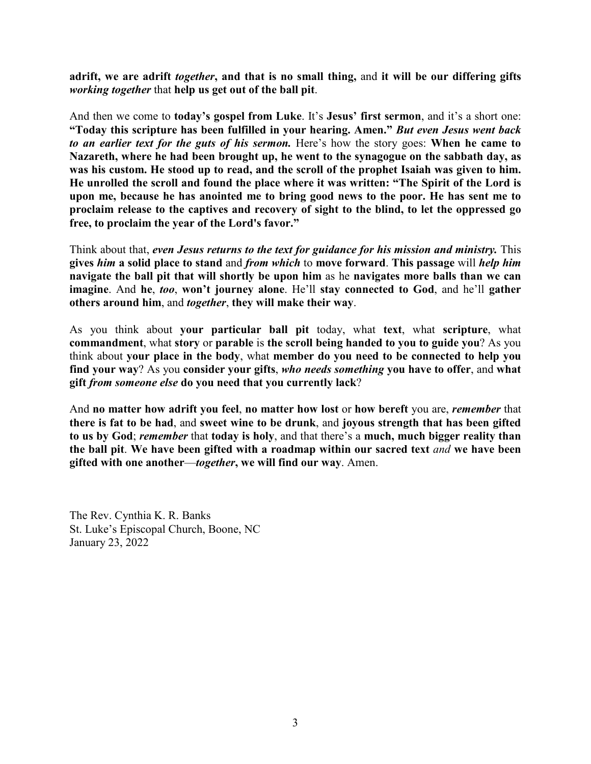**adrift, we are adrift *together*, and that is no small thing,** and **it will be our differing gifts *working together*** that **help us get out of the ball pit**.

And then we come to **today's gospel from Luke**. It's **Jesus' first sermon**, and it's a short one: **"Today this scripture has been fulfilled in your hearing. Amen."** ***But even Jesus went back to an earlier text for the guts of his sermon.*** Here's how the story goes: **When he came to Nazareth, where he had been brought up, he went to the synagogue on the sabbath day, as was his custom. He stood up to read, and the scroll of the prophet Isaiah was given to him. He unrolled the scroll and found the place where it was written: "The Spirit of the Lord is upon me, because he has anointed me to bring good news to the poor. He has sent me to proclaim release to the captives and recovery of sight to the blind, to let the oppressed go free, to proclaim the year of the Lord's favor."**

Think about that, ***even Jesus returns to the text for guidance for his mission and ministry.*** This **gives *him* a solid place to stand** and ***from which*** to **move forward**. **This passage** will ***help him*** **navigate the ball pit that will shortly be upon him** as he **navigates more balls than we can imagine**. And **he**, ***too***, **won't journey alone**. He'll **stay connected to God**, and he'll **gather others around him**, and ***together***, **they will make their way**.

As you think about **your particular ball pit** today, what **text**, what **scripture**, what **commandment**, what **story** or **parable** is **the scroll being handed to you to guide you**? As you think about **your place in the body**, what **member do you need to be connected to help you find your way**? As you **consider your gifts**, ***who needs something*** **you have to offer**, and **what gift *from someone else* do you need that you currently lack**?

And **no matter how adrift you feel**, **no matter how lost** or **how bereft** you are, ***remember*** that **there is fat to be had**, and **sweet wine to be drunk**, and **joyous strength that has been gifted to us by God**; ***remember*** that **today is holy**, and that there's a **much, much bigger reality than the ball pit**. **We have been gifted with a roadmap within our sacred text** *and* **we have been gifted with one another**—***together*, we will find our way**. Amen.

The Rev. Cynthia K. R. Banks
St. Luke's Episcopal Church, Boone, NC
January 23, 2022